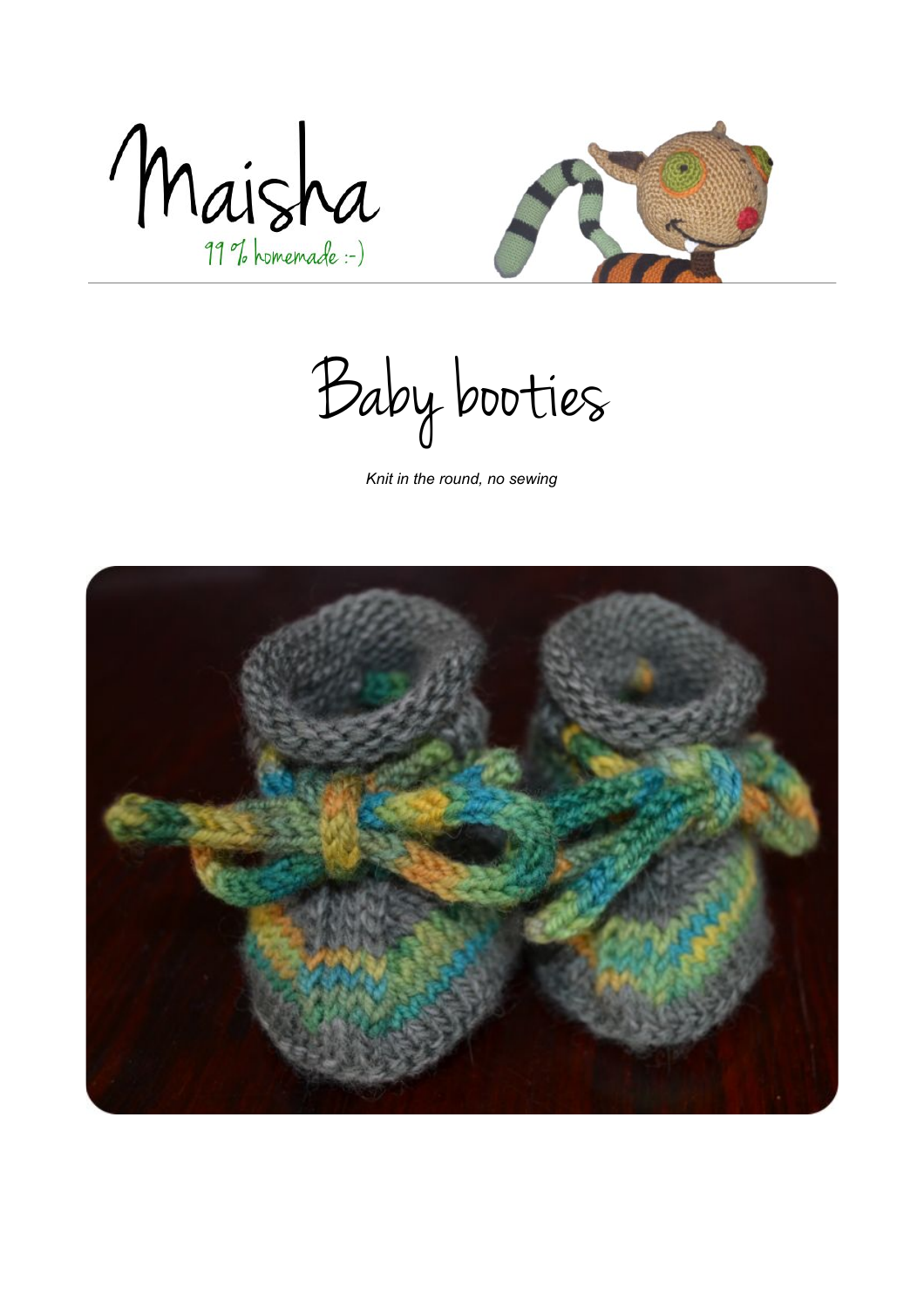Maisha

99 % homemade :-)

# Baby booties

*Knit in the round, no sewing*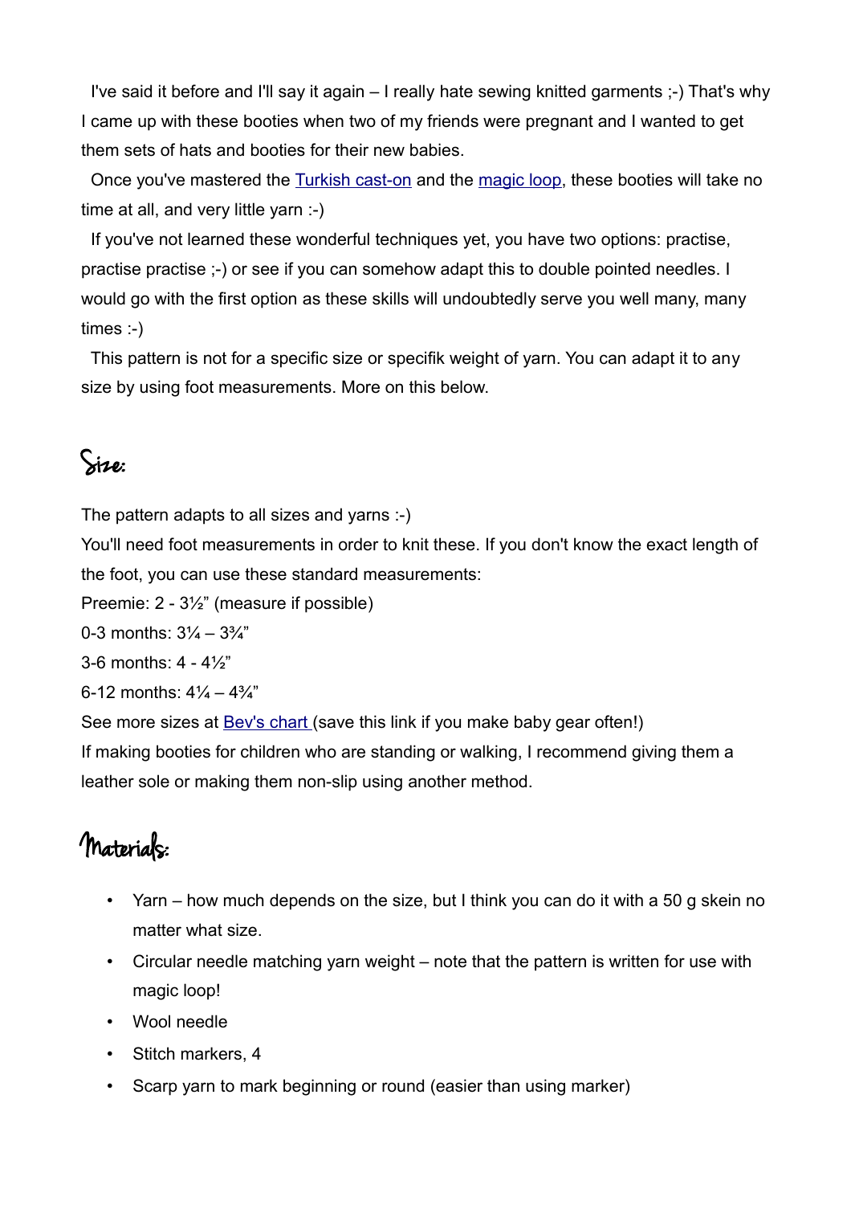I've said it before and I'll say it again – I really hate sewing knitted garments ;-) That's why I came up with these booties when two of my friends were pregnant and I wanted to get them sets of hats and booties for their new babies.

Once you've mastered the Turkish cast-on and the magic loop, these booties will take no time at all, and very little yarn :-)

If you've not learned these wonderful techniques yet, you have two options: practise, practise practise ;-) or see if you can somehow adapt this to double pointed needles. I would go with the first option as these skills will undoubtedly serve you well many, many times :-)

This pattern is not for a specific size or specifik weight of yarn. You can adapt it to any size by using foot measurements. More on this below.

## Size:

The pattern adapts to all sizes and yarns :-)

You'll need foot measurements in order to knit these. If you don't know the exact length of the foot, you can use these standard measurements:

Preemie: 2 - 3½" (measure if possible)

0-3 months: 3¼ – 3¾"

3-6 months: 4 - 4½"

6-12 months: 4¼ – 4¾"

See more sizes at Bev's chart (save this link if you make baby gear often!)

If making booties for children who are standing or walking, I recommend giving them a leather sole or making them non-slip using another method.

## Materials:

- Yarn – how much depends on the size, but I think you can do it with a 50 g skein no matter what size.
- Circular needle matching yarn weight – note that the pattern is written for use with magic loop!
- Wool needle
- Stitch markers, 4
- Scarp yarn to mark beginning or round (easier than using marker)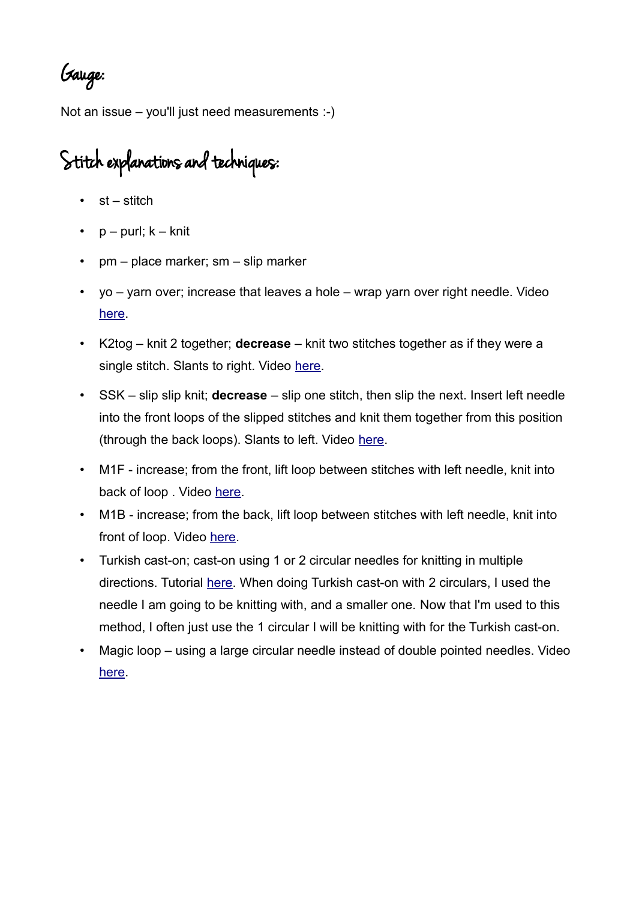## Gauge:

Not an issue – you'll just need measurements :-)

## Stitch explanations and techniques:

- st – stitch
- p – purl; k – knit
- pm – place marker; sm – slip marker
- yo – yarn over; increase that leaves a hole – wrap yarn over right needle. Video here.
- K2tog – knit 2 together; **decrease** – knit two stitches together as if they were a single stitch. Slants to right. Video here.
- SSK – slip slip knit; **decrease** – slip one stitch, then slip the next. Insert left needle into the front loops of the slipped stitches and knit them together from this position (through the back loops). Slants to left. Video here.
- M1F - increase; from the front, lift loop between stitches with left needle, knit into back of loop . Video here.
- M1B - increase; from the back, lift loop between stitches with left needle, knit into front of loop. Video here.
- Turkish cast-on; cast-on using 1 or 2 circular needles for knitting in multiple directions. Tutorial here. When doing Turkish cast-on with 2 circulars, I used the needle I am going to be knitting with, and a smaller one. Now that I'm used to this method, I often just use the 1 circular I will be knitting with for the Turkish cast-on.
- Magic loop – using a large circular needle instead of double pointed needles. Video here.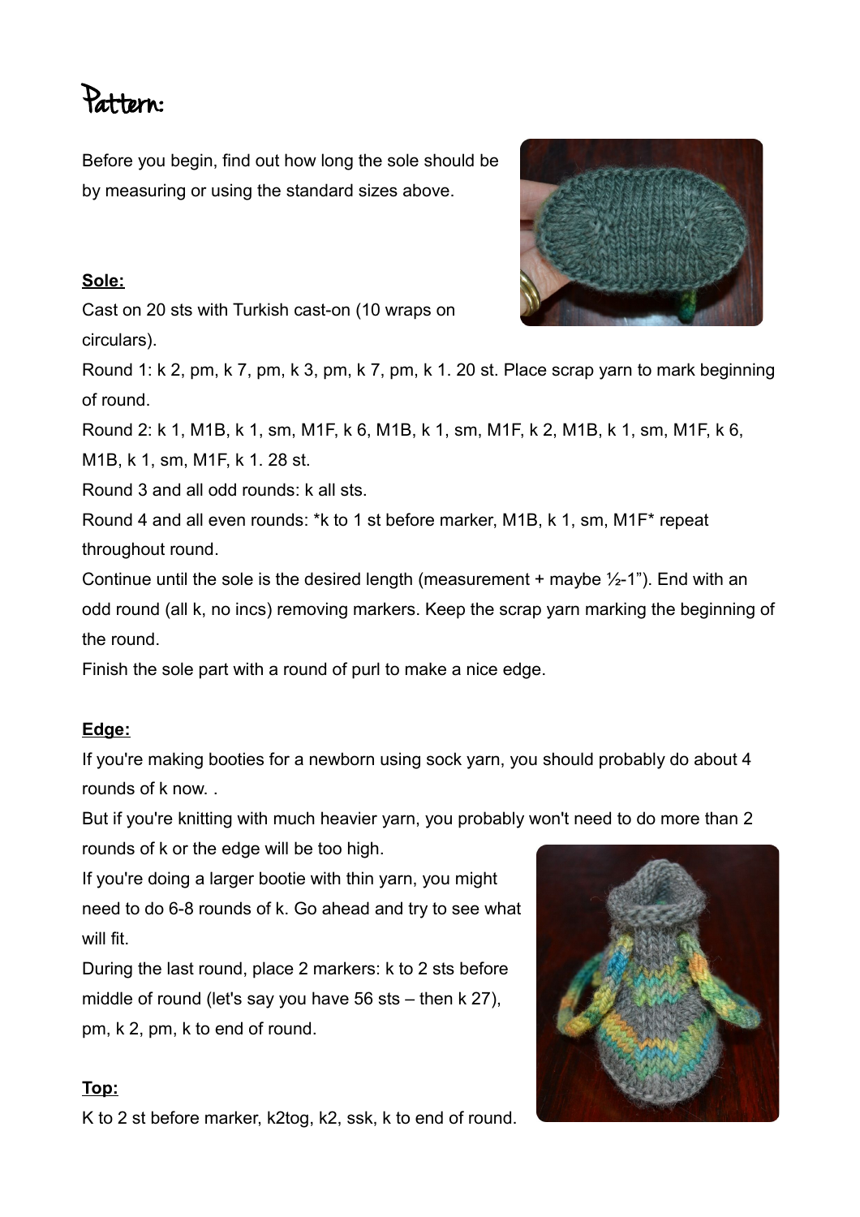# Pattern:

Before you begin, find out how long the sole should be by measuring or using the standard sizes above.

**Sole:**

Cast on 20 sts with Turkish cast-on (10 wraps on circulars).

Round 1: k 2, pm, k 7, pm, k 3, pm, k 7, pm, k 1. 20 st. Place scrap yarn to mark beginning of round.

Round 2: k 1, M1B, k 1, sm, M1F, k 6, M1B, k 1, sm, M1F, k 2, M1B, k 1, sm, M1F, k 6, M1B, k 1, sm, M1F, k 1. 28 st.

Round 3 and all odd rounds: k all sts.

Round 4 and all even rounds: *k to 1 st before marker, M1B, k 1, sm, M1F* repeat throughout round.

Continue until the sole is the desired length (measurement + maybe ½-1"). End with an odd round (all k, no incs) removing markers. Keep the scrap yarn marking the beginning of the round.

Finish the sole part with a round of purl to make a nice edge.

**Edge:**

If you're making booties for a newborn using sock yarn, you should probably do about 4 rounds of k now. .

But if you're knitting with much heavier yarn, you probably won't need to do more than 2 rounds of k or the edge will be too high.

If you're doing a larger bootie with thin yarn, you might need to do 6-8 rounds of k. Go ahead and try to see what will fit.

During the last round, place 2 markers: k to 2 sts before middle of round (let's say you have 56 sts – then k 27), pm, k 2, pm, k to end of round.

**Top:**

K to 2 st before marker, k2tog, k2, ssk, k to end of round.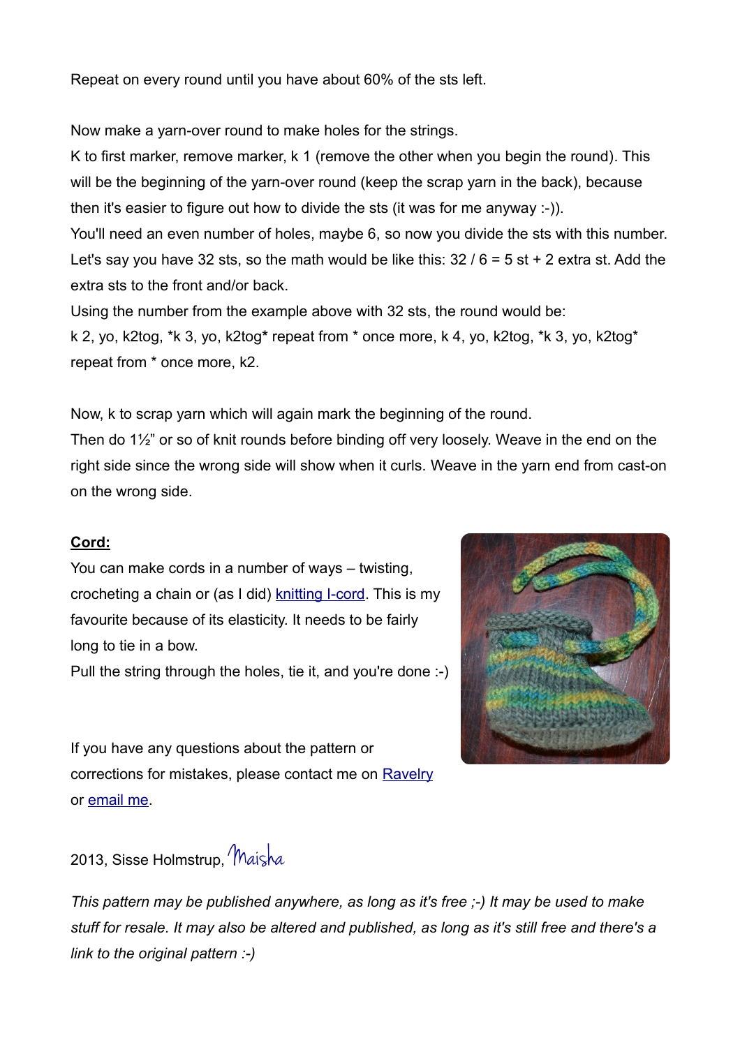Repeat on every round until you have about 60% of the sts left.

Now make a yarn-over round to make holes for the strings.

K to first marker, remove marker, k 1 (remove the other when you begin the round). This will be the beginning of the yarn-over round (keep the scrap yarn in the back), because then it's easier to figure out how to divide the sts (it was for me anyway :-)).

You'll need an even number of holes, maybe 6, so now you divide the sts with this number. Let's say you have 32 sts, so the math would be like this: 32 / 6 = 5 st + 2 extra st. Add the extra sts to the front and/or back.

Using the number from the example above with 32 sts, the round would be:

k 2, yo, k2tog, *k 3, yo, k2tog* repeat from * once more, k 4, yo, k2tog, *k 3, yo, k2tog* repeat from * once more, k2.

Now, k to scrap yarn which will again mark the beginning of the round.

Then do 1½" or so of knit rounds before binding off very loosely. Weave in the end on the right side since the wrong side will show when it curls. Weave in the yarn end from cast-on on the wrong side.

**Cord:**

You can make cords in a number of ways – twisting, crocheting a chain or (as I did) knitting I-cord. This is my favourite because of its elasticity. It needs to be fairly long to tie in a bow.

Pull the string through the holes, tie it, and you're done :-)

If you have any questions about the pattern or corrections for mistakes, please contact me on Ravelry or email me.

2013, Sisse Holmstrup, Maisha

*This pattern may be published anywhere, as long as it's free ;-) It may be used to make stuff for resale. It may also be altered and published, as long as it's still free and there's a link to the original pattern :-)*